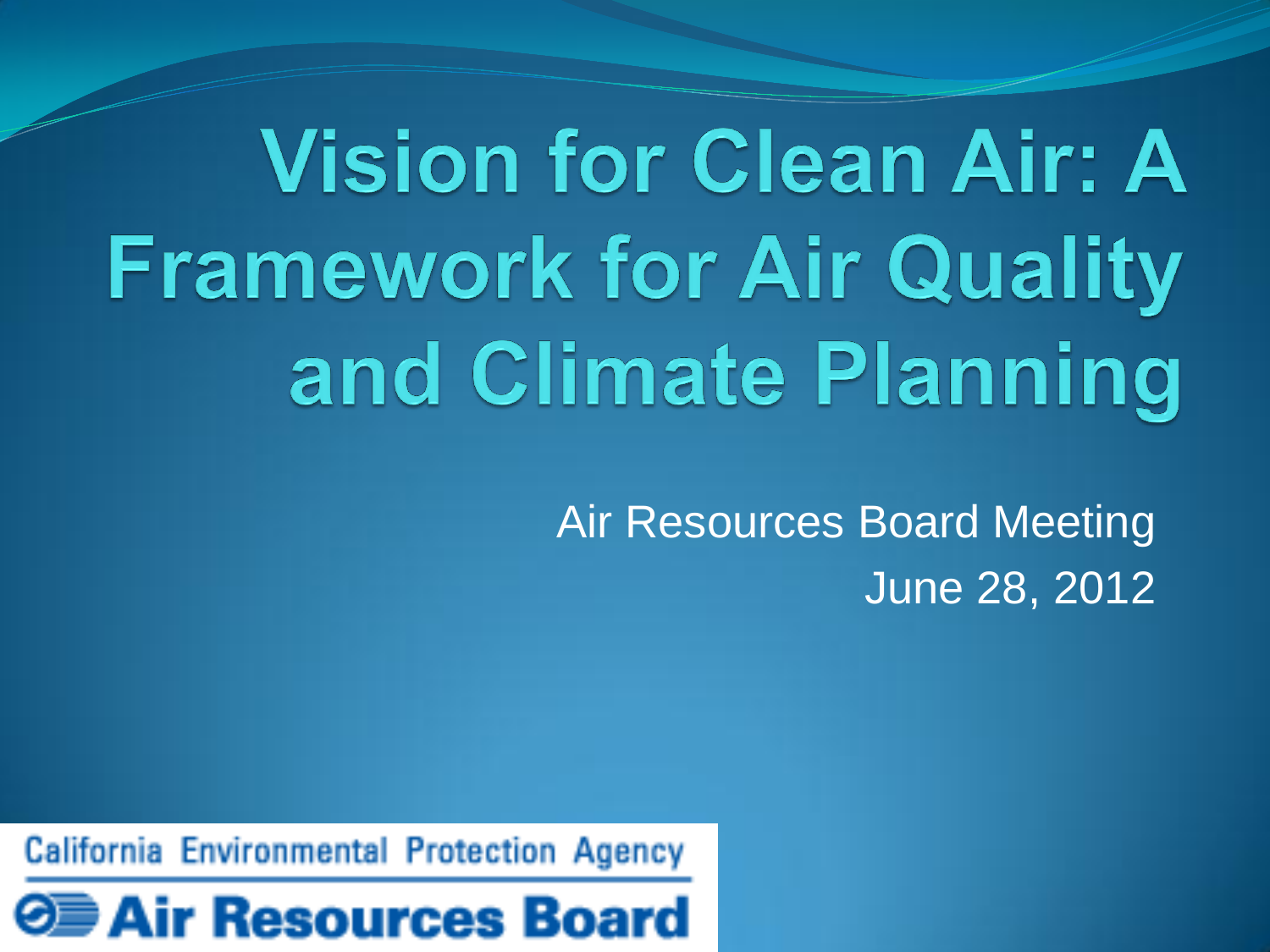# Vision for Clean Air: A Framework for Air Quality and Climate Planning

Air Resources Board Meeting

June 28, 2012

California Environmental Protection Agency

Air Resources Board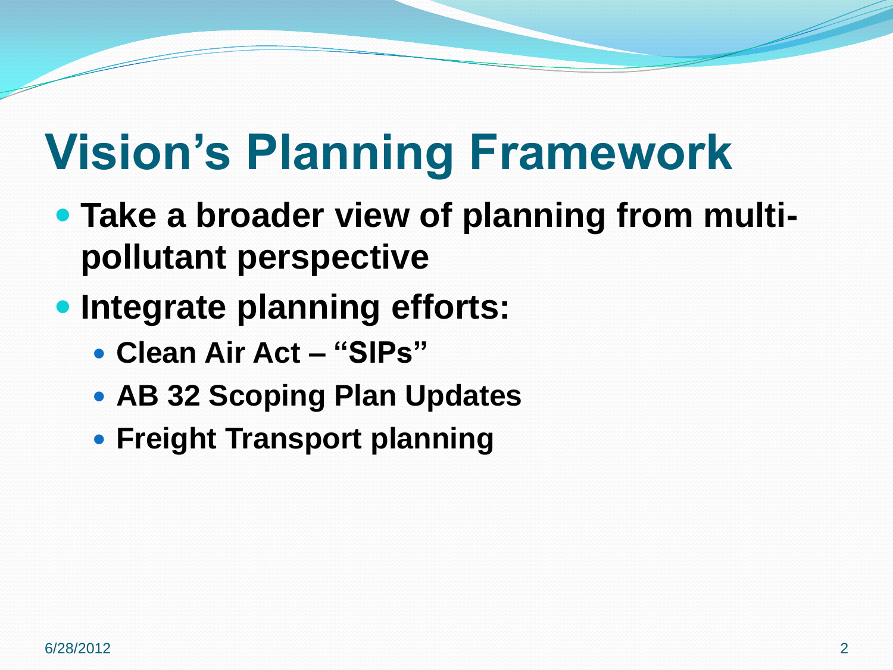# Vision's Planning Framework

- **Take a broader view of planning from multi-pollutant perspective**
- **Integrate planning efforts:**
  - **Clean Air Act – "SIPs"**
  - **AB 32 Scoping Plan Updates**
  - **Freight Transport planning**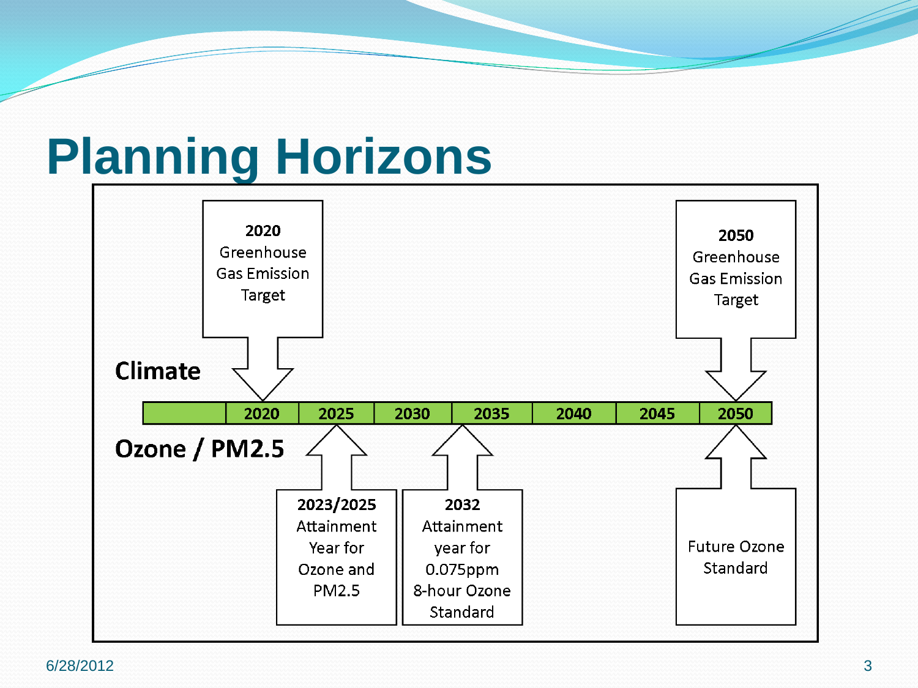# Planning Horizons

**Climate**

**2020** Greenhouse Gas Emission Target

**2050** Greenhouse Gas Emission Target

| | 2020 | 2025 | 2030 | 2035 | 2040 | 2045 | 2050 |
|---|---|---|---|---|---|---|---|

**Ozone / PM2.5**

**2023/2025** Attainment Year for Ozone and PM2.5

**2032** Attainment year for 0.075ppm 8-hour Ozone Standard

Future Ozone Standard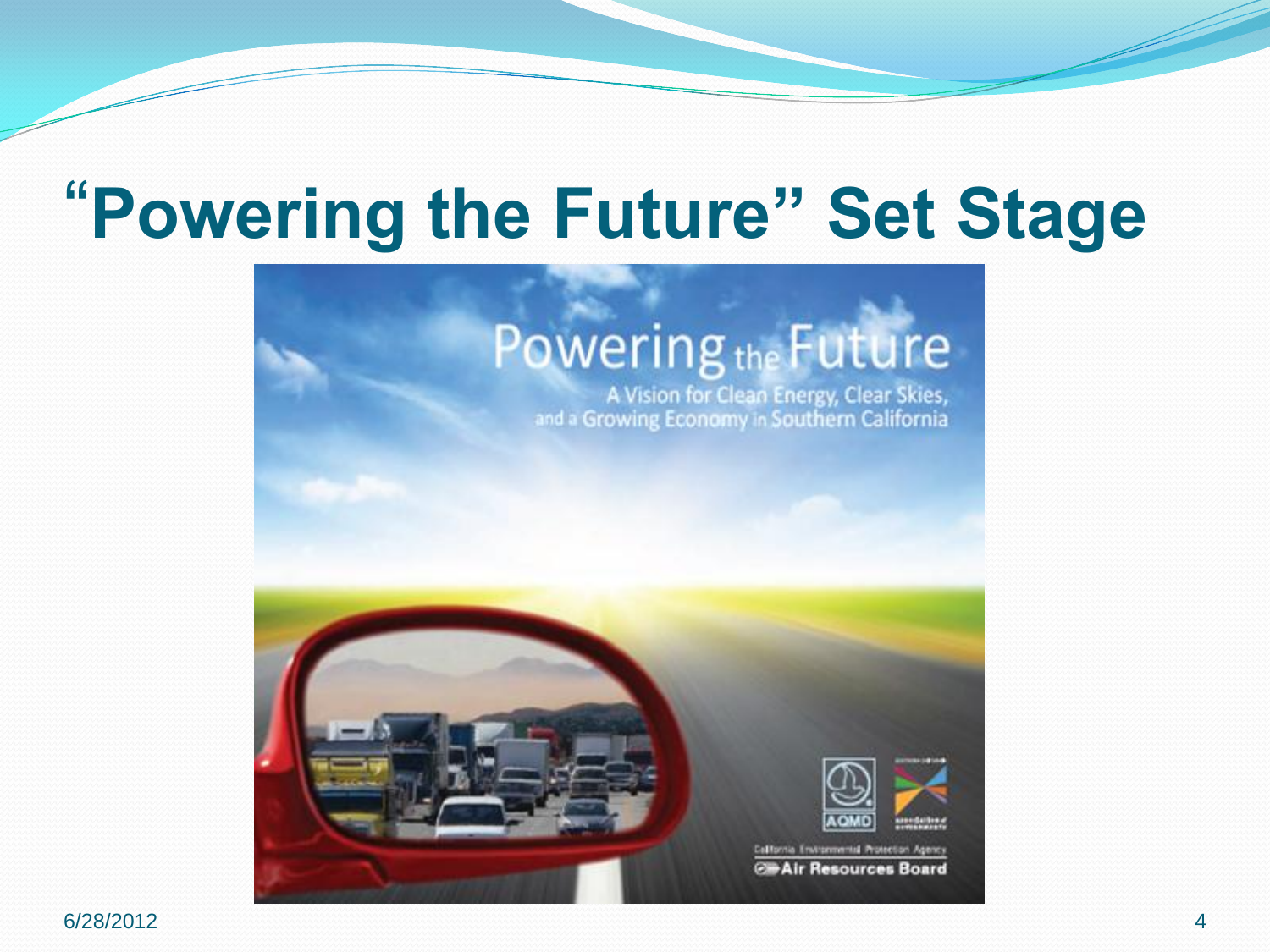# "Powering the Future" Set Stage

Powering the Future

A Vision for Clean Energy, Clear Skies, and a Growing Economy in Southern California

AQMD

California Environmental Protection Agency

Air Resources Board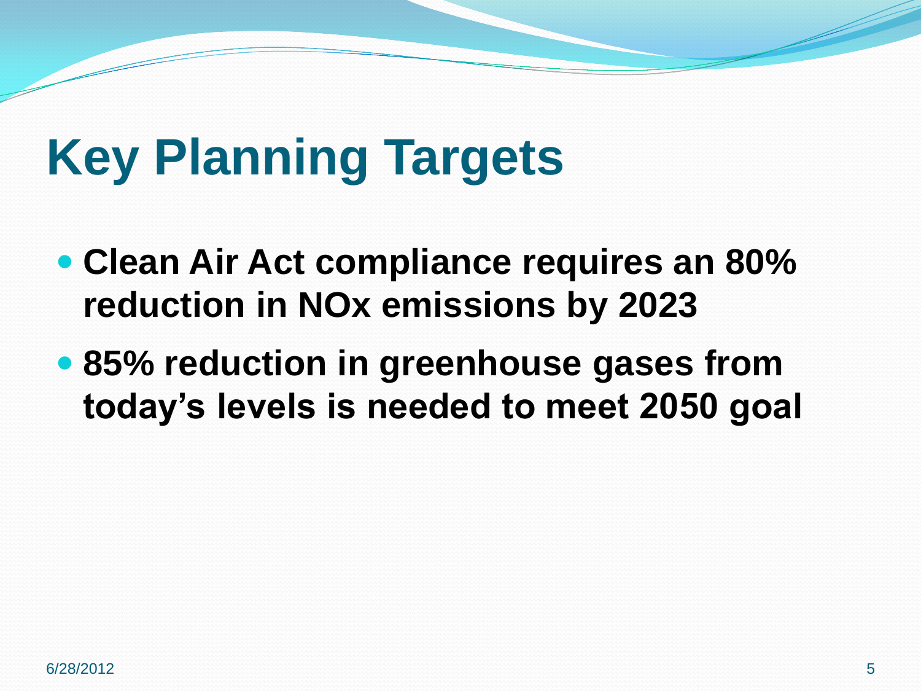# Key Planning Targets

- **Clean Air Act compliance requires an 80% reduction in NOx emissions by 2023**
- **85% reduction in greenhouse gases from today's levels is needed to meet 2050 goal**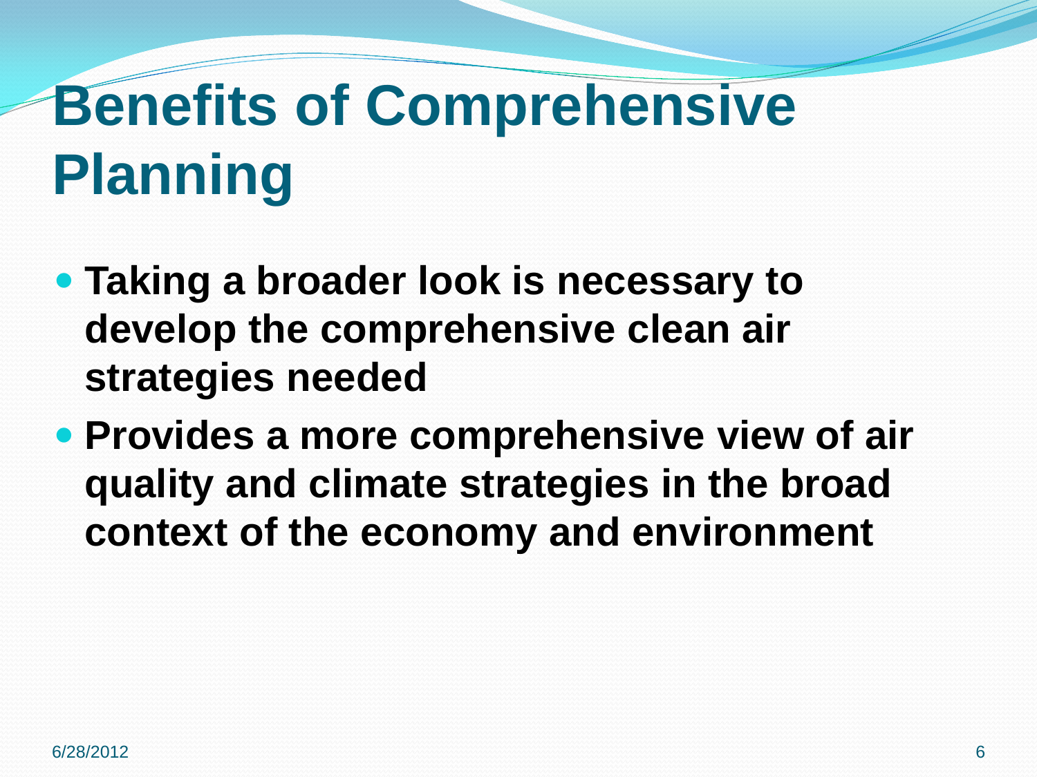# Benefits of Comprehensive Planning

- **Taking a broader look is necessary to develop the comprehensive clean air strategies needed**
- **Provides a more comprehensive view of air quality and climate strategies in the broad context of the economy and environment**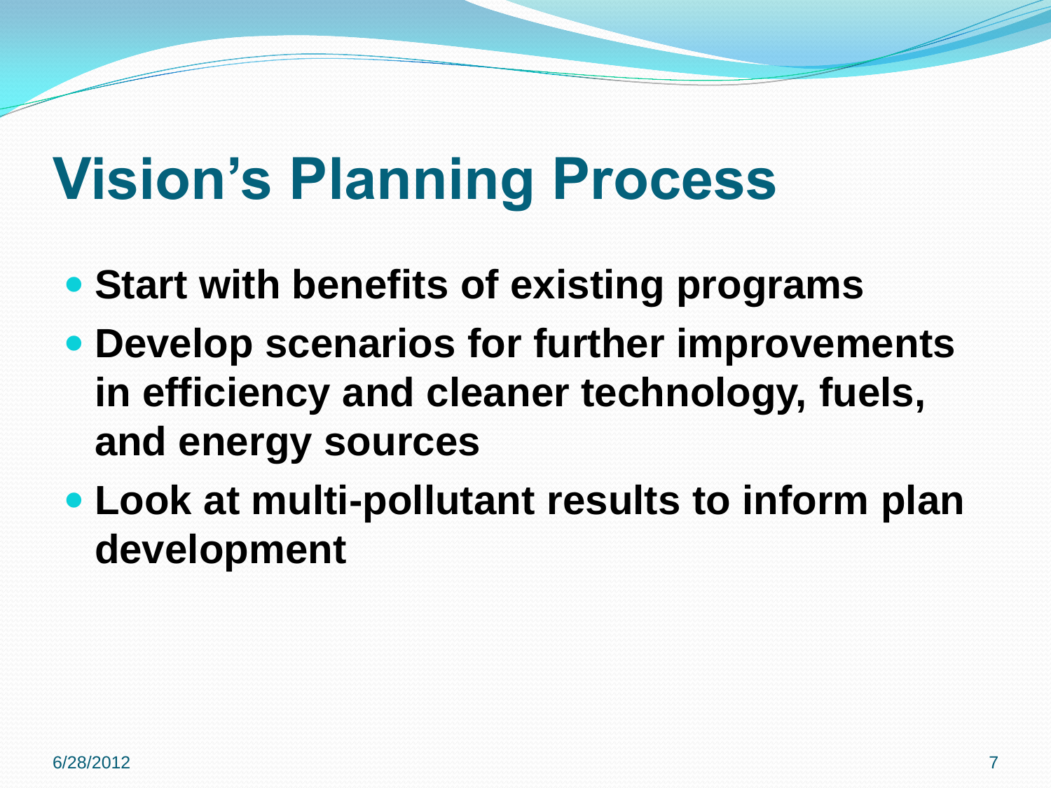# Vision's Planning Process

- **Start with benefits of existing programs**
- **Develop scenarios for further improvements in efficiency and cleaner technology, fuels, and energy sources**
- **Look at multi-pollutant results to inform plan development**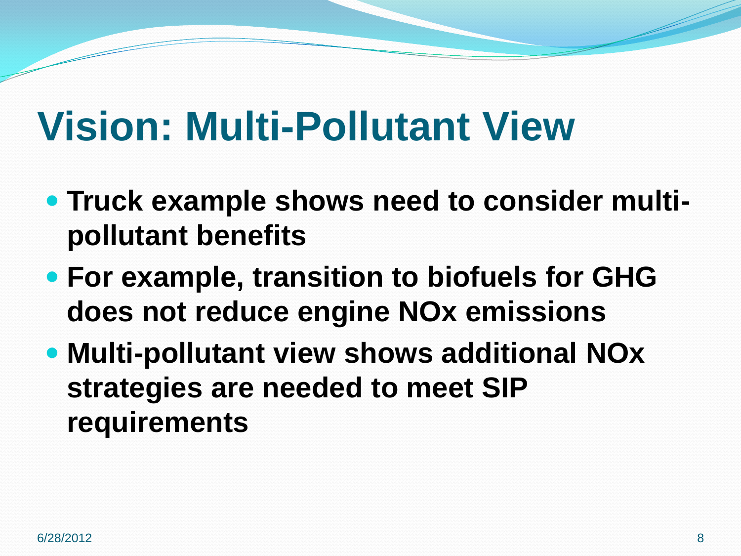# Vision: Multi-Pollutant View

- **Truck example shows need to consider multi-pollutant benefits**
- **For example, transition to biofuels for GHG does not reduce engine NOx emissions**
- **Multi-pollutant view shows additional NOx strategies are needed to meet SIP requirements**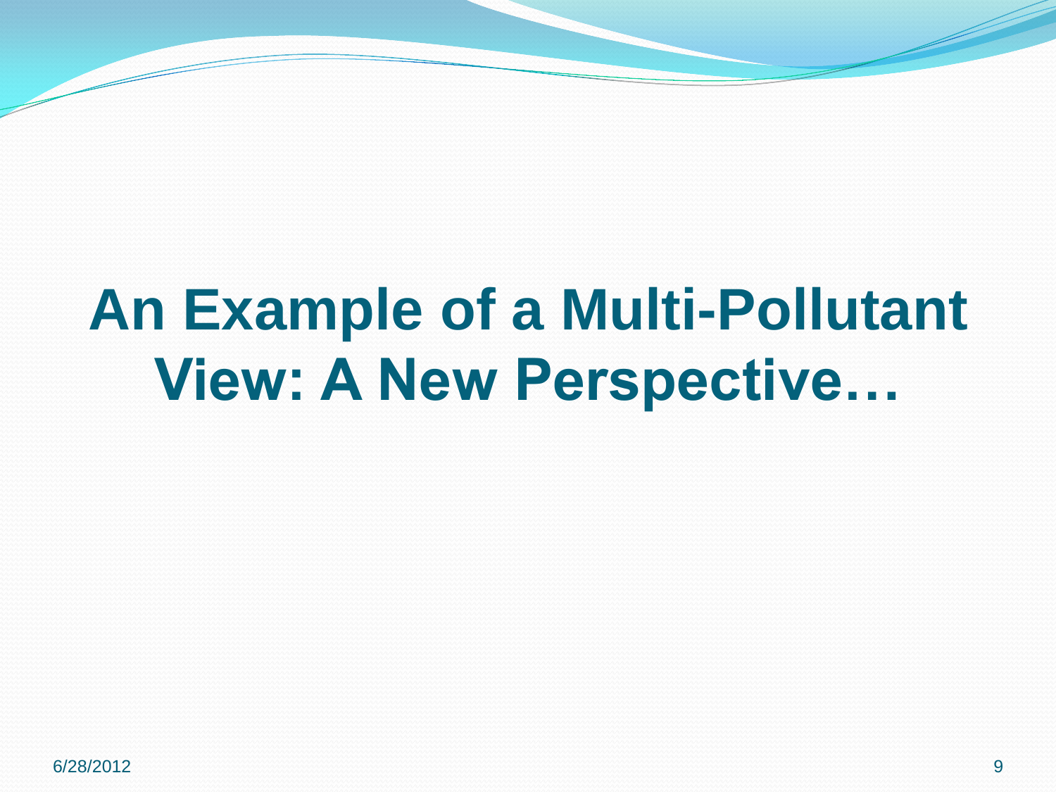# An Example of a Multi-Pollutant View: A New Perspective…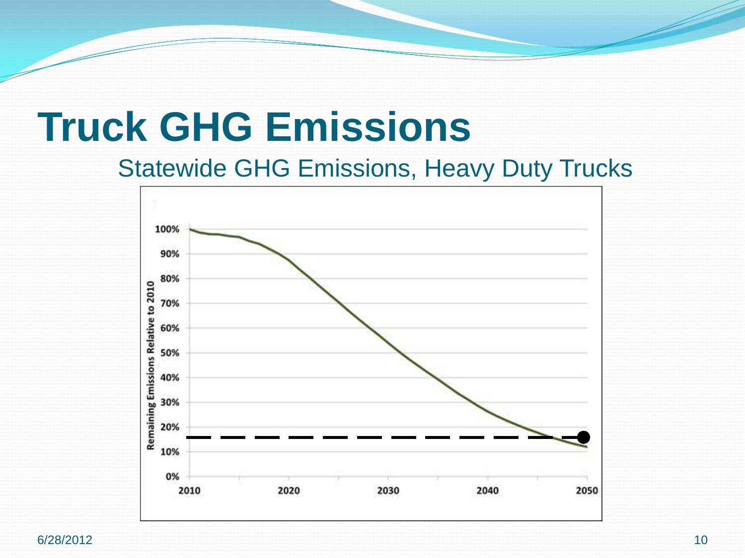# Truck GHG Emissions

## Statewide GHG Emissions, Heavy Duty Trucks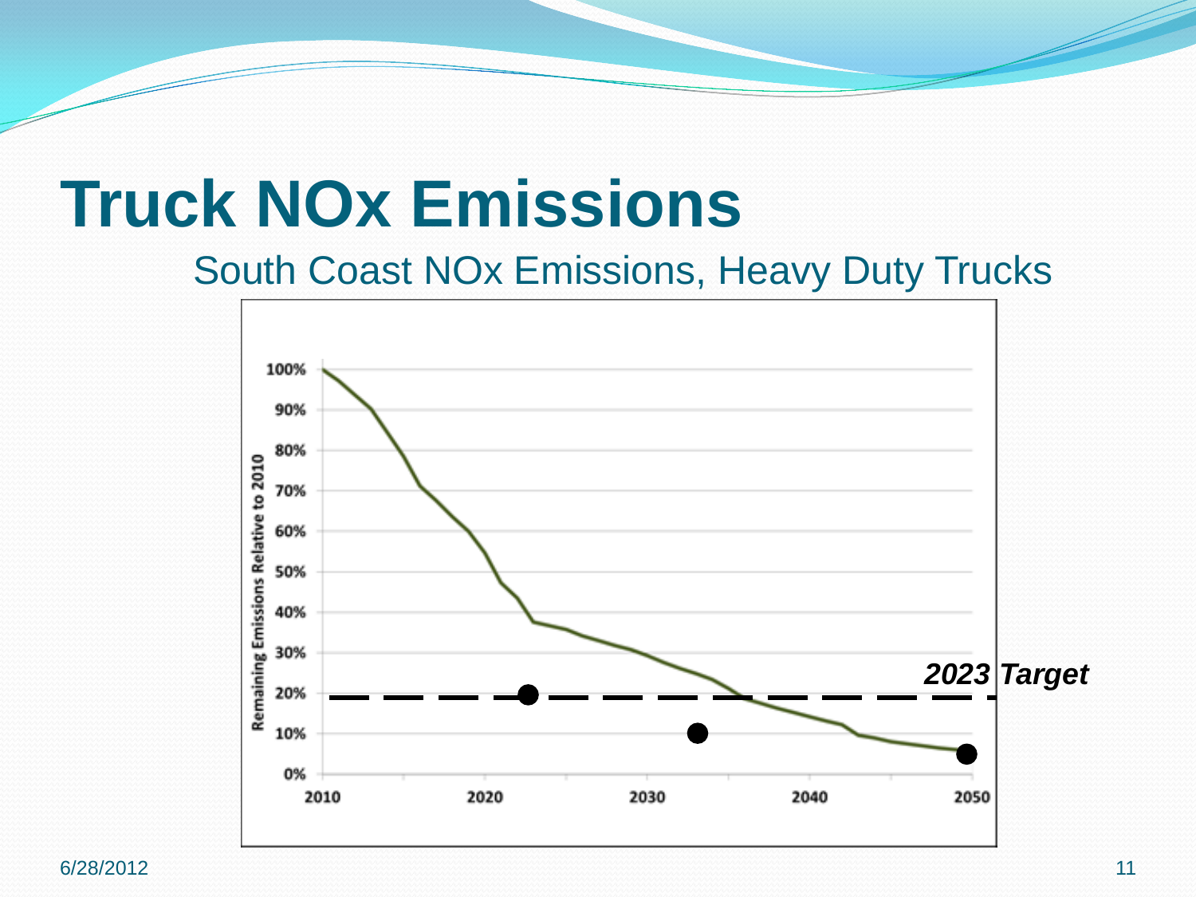# Truck NOx Emissions

## South Coast NOx Emissions, Heavy Duty Trucks

Remaining Emissions Relative to 2010

100%
90%
80%
70%
60%
50%
40%
30%
20%
10%
0%

2010 2020 2030 2040 2050

***2023 Target***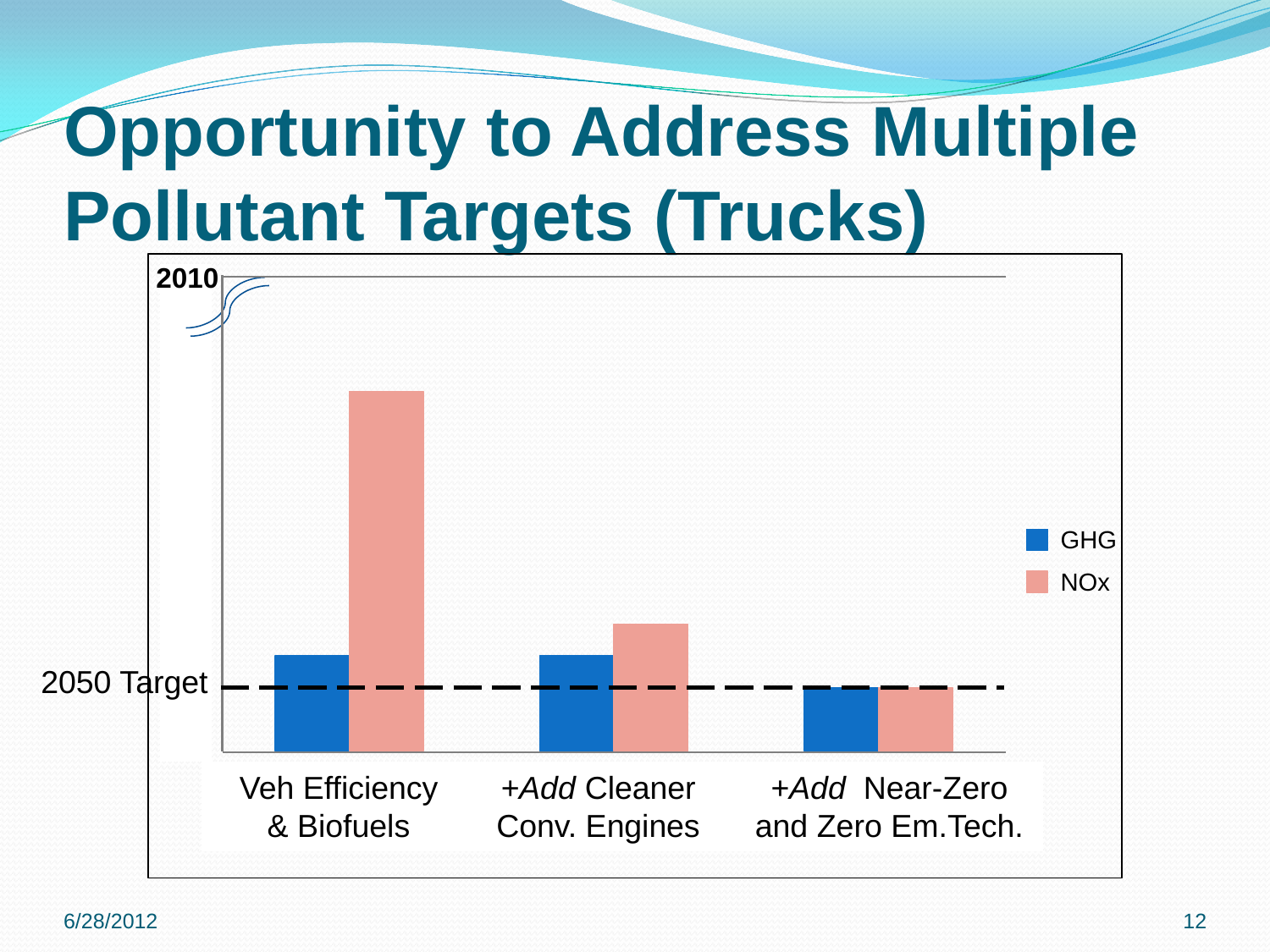# Opportunity to Address Multiple Pollutant Targets (Trucks)

2010

GHG

NOx

2050 Target

Veh Efficiency & Biofuels

+*Add* Cleaner Conv. Engines

+*Add* Near-Zero and Zero Em.Tech.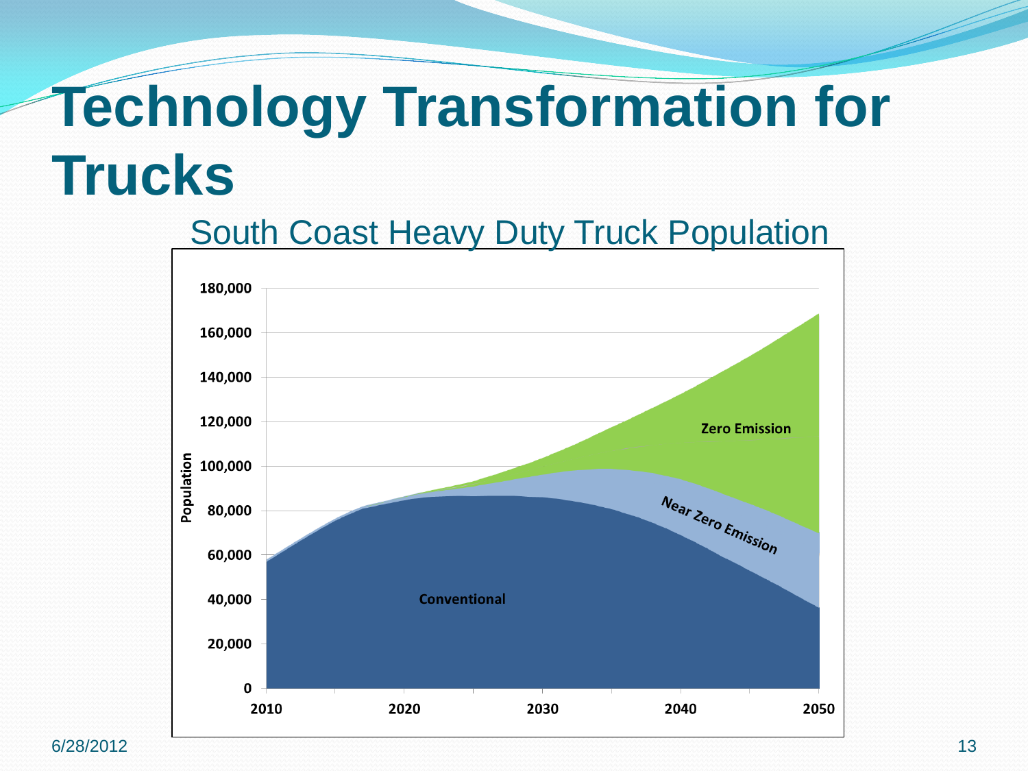# Technology Transformation for Trucks

South Coast Heavy Duty Truck Population

Population

180,000
160,000
140,000
120,000
100,000
80,000
60,000
40,000
20,000
0

2010 2020 2030 2040 2050

Zero Emission

Near Zero Emission

Conventional

6/28/2012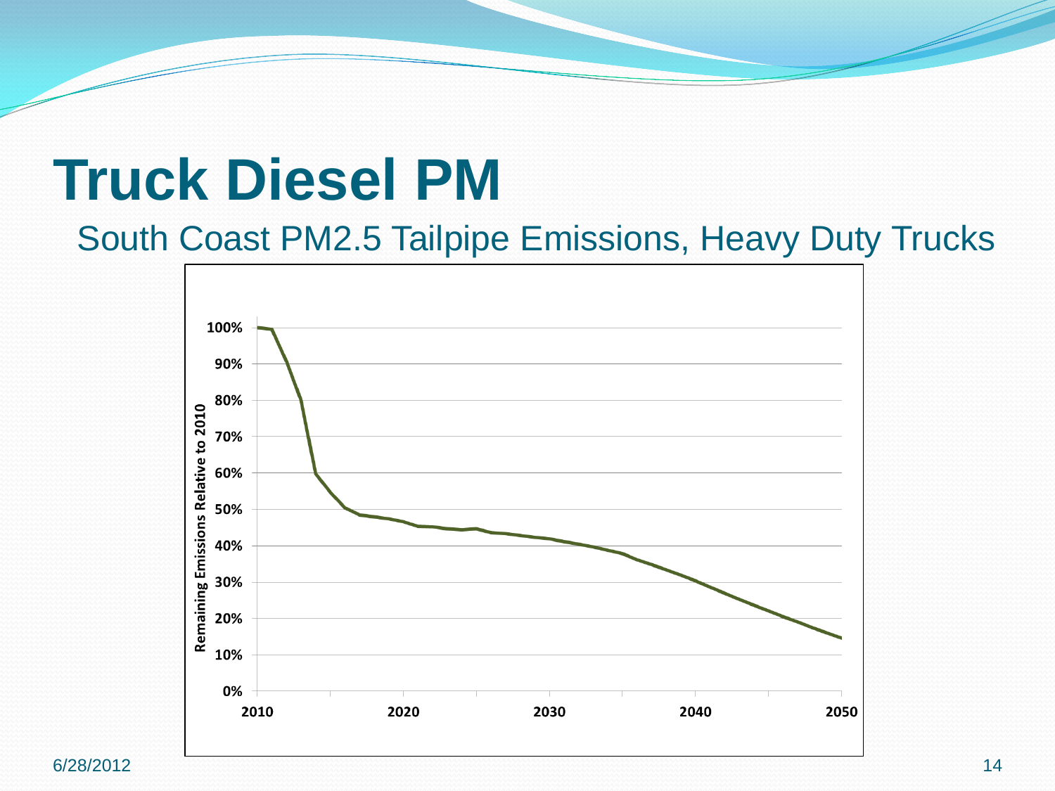# Truck Diesel PM

South Coast PM2.5 Tailpipe Emissions, Heavy Duty Trucks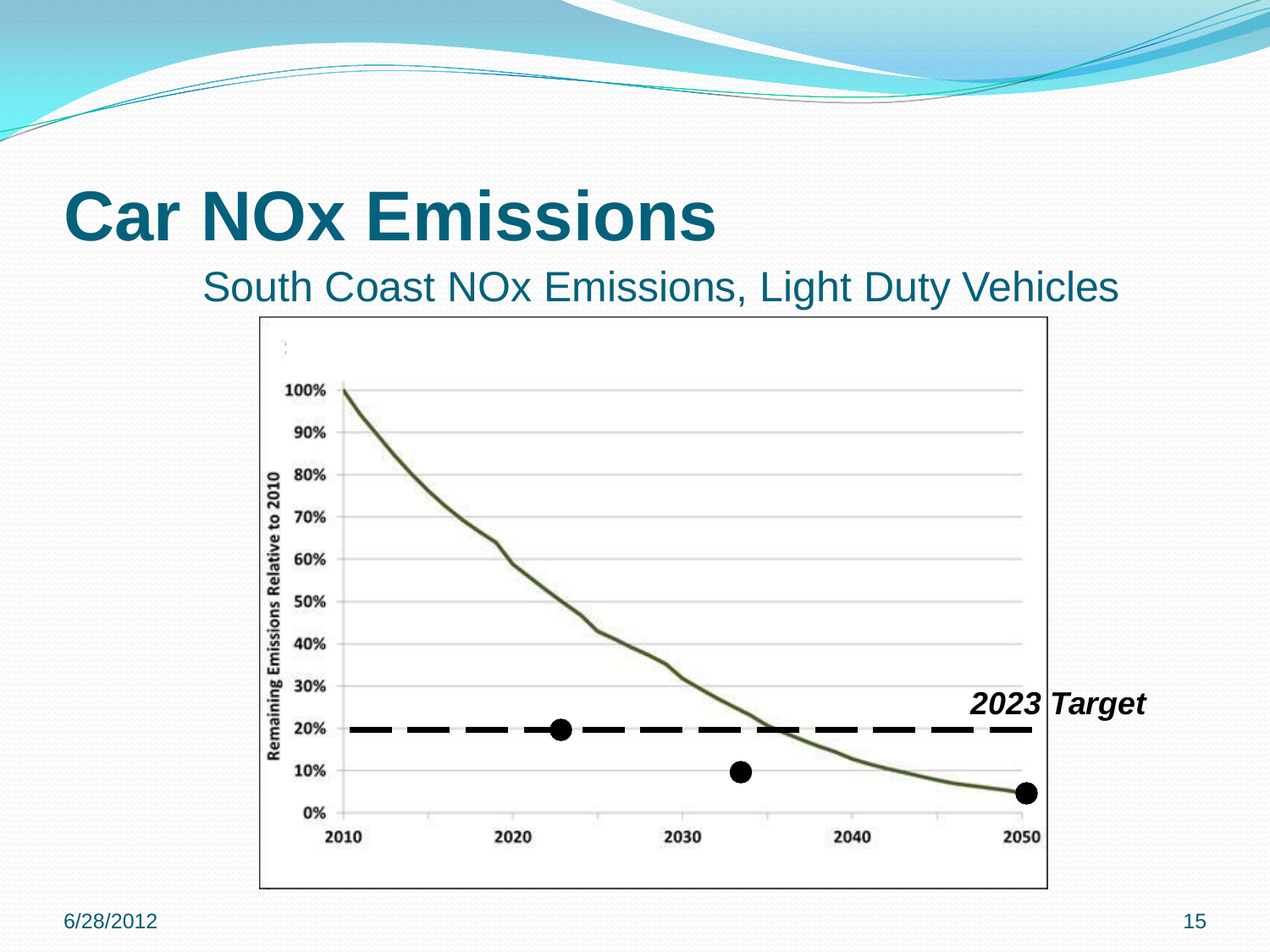# Car NOx Emissions

South Coast NOx Emissions, Light Duty Vehicles

Remaining Emissions Relative to 2010

100%
90%
80%
70%
60%
50%
40%
30%
20%
10%
0%

2010 2020 2030 2040 2050

***2023 Target***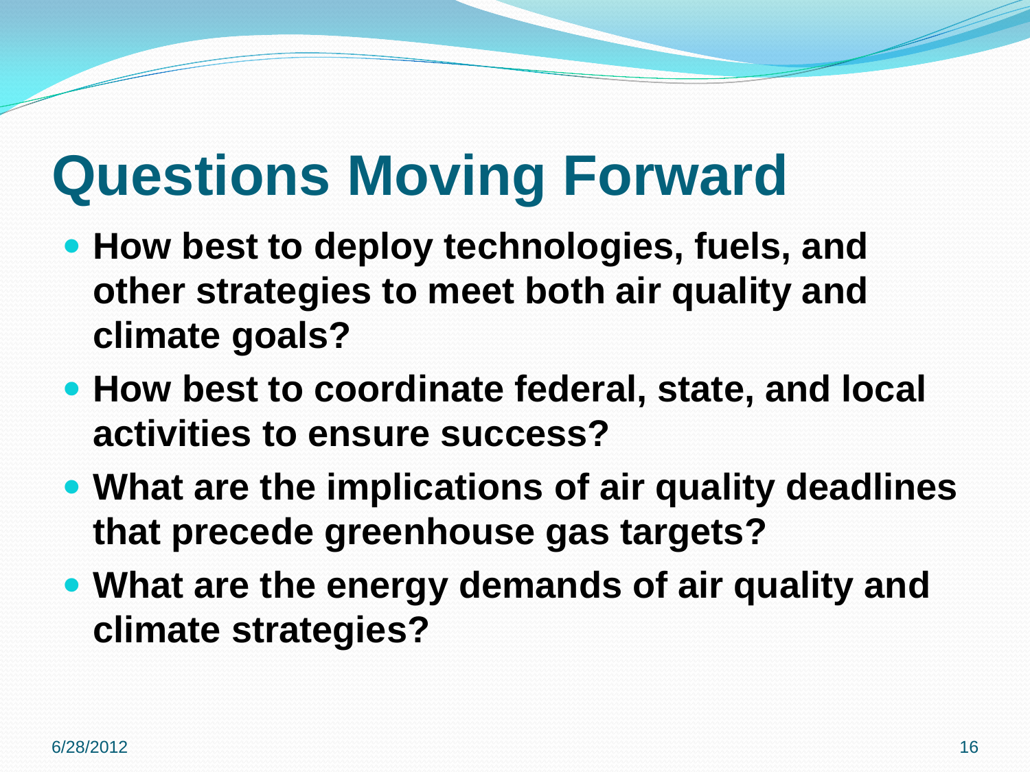# Questions Moving Forward

- **How best to deploy technologies, fuels, and other strategies to meet both air quality and climate goals?**
- **How best to coordinate federal, state, and local activities to ensure success?**
- **What are the implications of air quality deadlines that precede greenhouse gas targets?**
- **What are the energy demands of air quality and climate strategies?**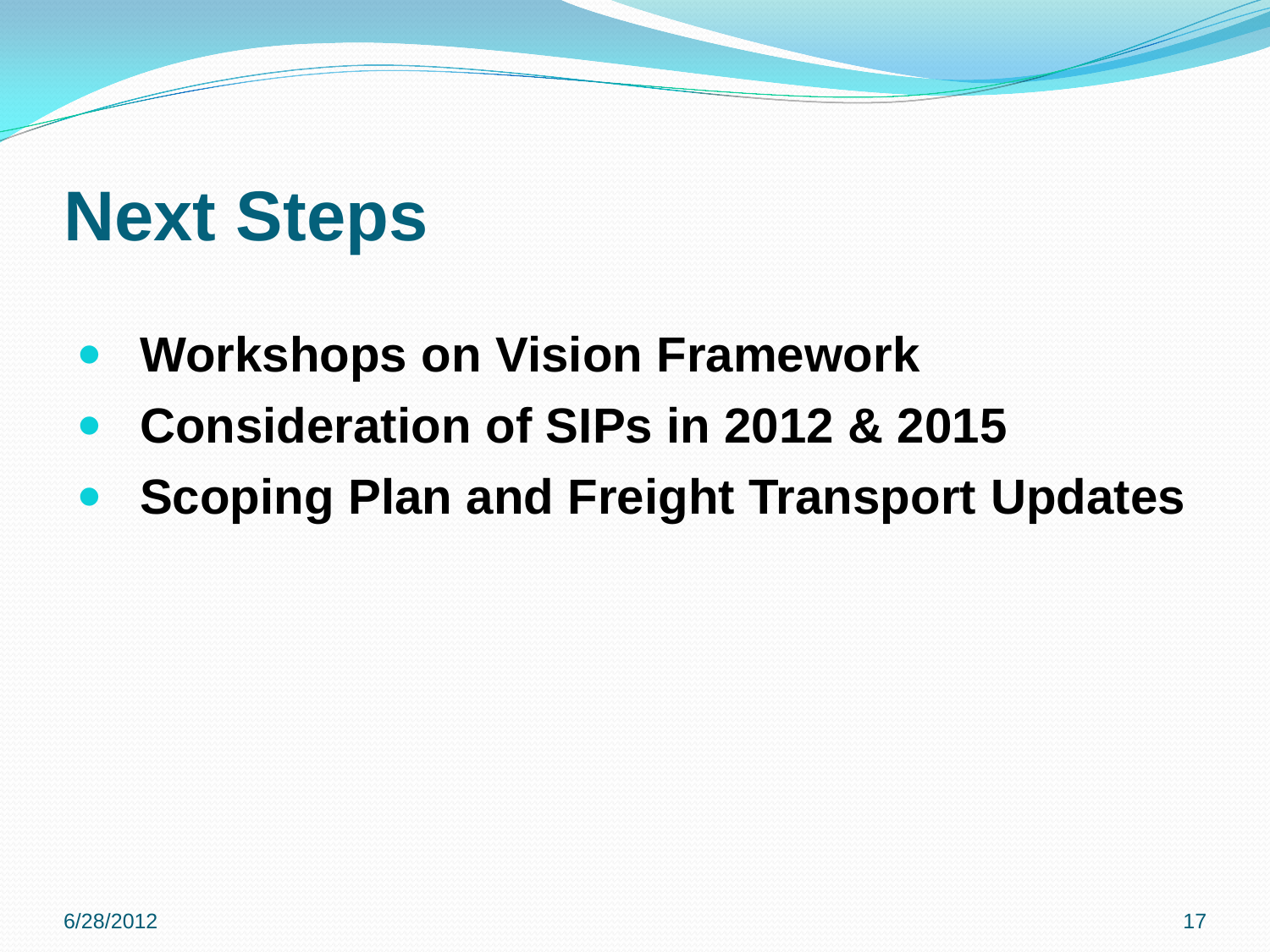# Next Steps

- **Workshops on Vision Framework**
- **Consideration of SIPs in 2012 & 2015**
- **Scoping Plan and Freight Transport Updates**